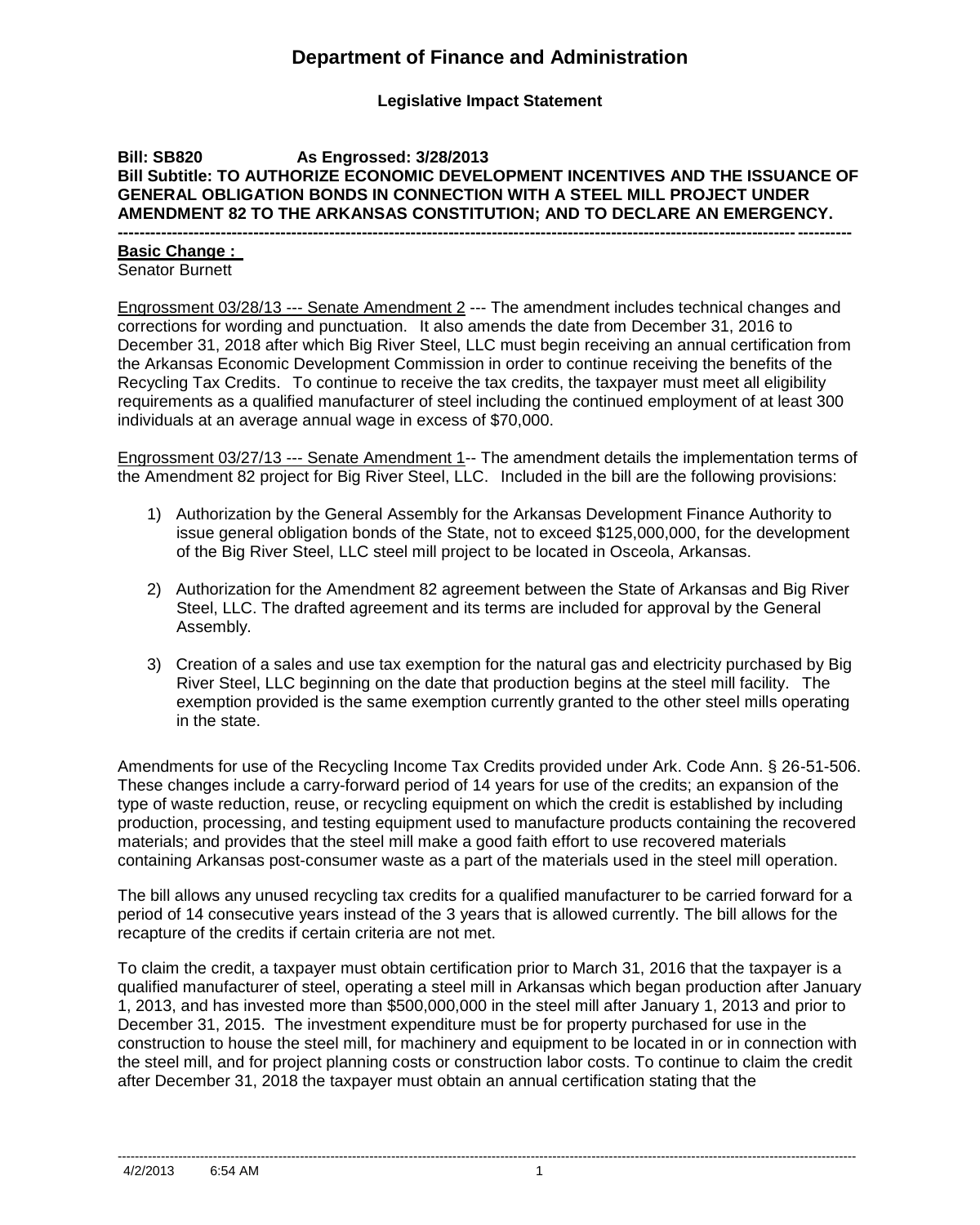# Department of Finance and Administration

**Legislative Impact Statement**

**Bill: SB820 As Engrossed: 3/28/2013**
**Bill Subtitle: TO AUTHORIZE ECONOMIC DEVELOPMENT INCENTIVES AND THE ISSUANCE OF GENERAL OBLIGATION BONDS IN CONNECTION WITH A STEEL MILL PROJECT UNDER AMENDMENT 82 TO THE ARKANSAS CONSTITUTION; AND TO DECLARE AN EMERGENCY.**

---

**Basic Change :**
Senator Burnett

Engrossment 03/28/13 --- Senate Amendment 2 --- The amendment includes technical changes and corrections for wording and punctuation. It also amends the date from December 31, 2016 to December 31, 2018 after which Big River Steel, LLC must begin receiving an annual certification from the Arkansas Economic Development Commission in order to continue receiving the benefits of the Recycling Tax Credits. To continue to receive the tax credits, the taxpayer must meet all eligibility requirements as a qualified manufacturer of steel including the continued employment of at least 300 individuals at an average annual wage in excess of $70,000.

Engrossment 03/27/13 --- Senate Amendment 1-- The amendment details the implementation terms of the Amendment 82 project for Big River Steel, LLC. Included in the bill are the following provisions:

1) Authorization by the General Assembly for the Arkansas Development Finance Authority to issue general obligation bonds of the State, not to exceed $125,000,000, for the development of the Big River Steel, LLC steel mill project to be located in Osceola, Arkansas.

2) Authorization for the Amendment 82 agreement between the State of Arkansas and Big River Steel, LLC. The drafted agreement and its terms are included for approval by the General Assembly.

3) Creation of a sales and use tax exemption for the natural gas and electricity purchased by Big River Steel, LLC beginning on the date that production begins at the steel mill facility. The exemption provided is the same exemption currently granted to the other steel mills operating in the state.

Amendments for use of the Recycling Income Tax Credits provided under Ark. Code Ann. § 26-51-506. These changes include a carry-forward period of 14 years for use of the credits; an expansion of the type of waste reduction, reuse, or recycling equipment on which the credit is established by including production, processing, and testing equipment used to manufacture products containing the recovered materials; and provides that the steel mill make a good faith effort to use recovered materials containing Arkansas post-consumer waste as a part of the materials used in the steel mill operation.

The bill allows any unused recycling tax credits for a qualified manufacturer to be carried forward for a period of 14 consecutive years instead of the 3 years that is allowed currently. The bill allows for the recapture of the credits if certain criteria are not met.

To claim the credit, a taxpayer must obtain certification prior to March 31, 2016 that the taxpayer is a qualified manufacturer of steel, operating a steel mill in Arkansas which began production after January 1, 2013, and has invested more than $500,000,000 in the steel mill after January 1, 2013 and prior to December 31, 2015. The investment expenditure must be for property purchased for use in the construction to house the steel mill, for machinery and equipment to be located in or in connection with the steel mill, and for project planning costs or construction labor costs. To continue to claim the credit after December 31, 2018 the taxpayer must obtain an annual certification stating that the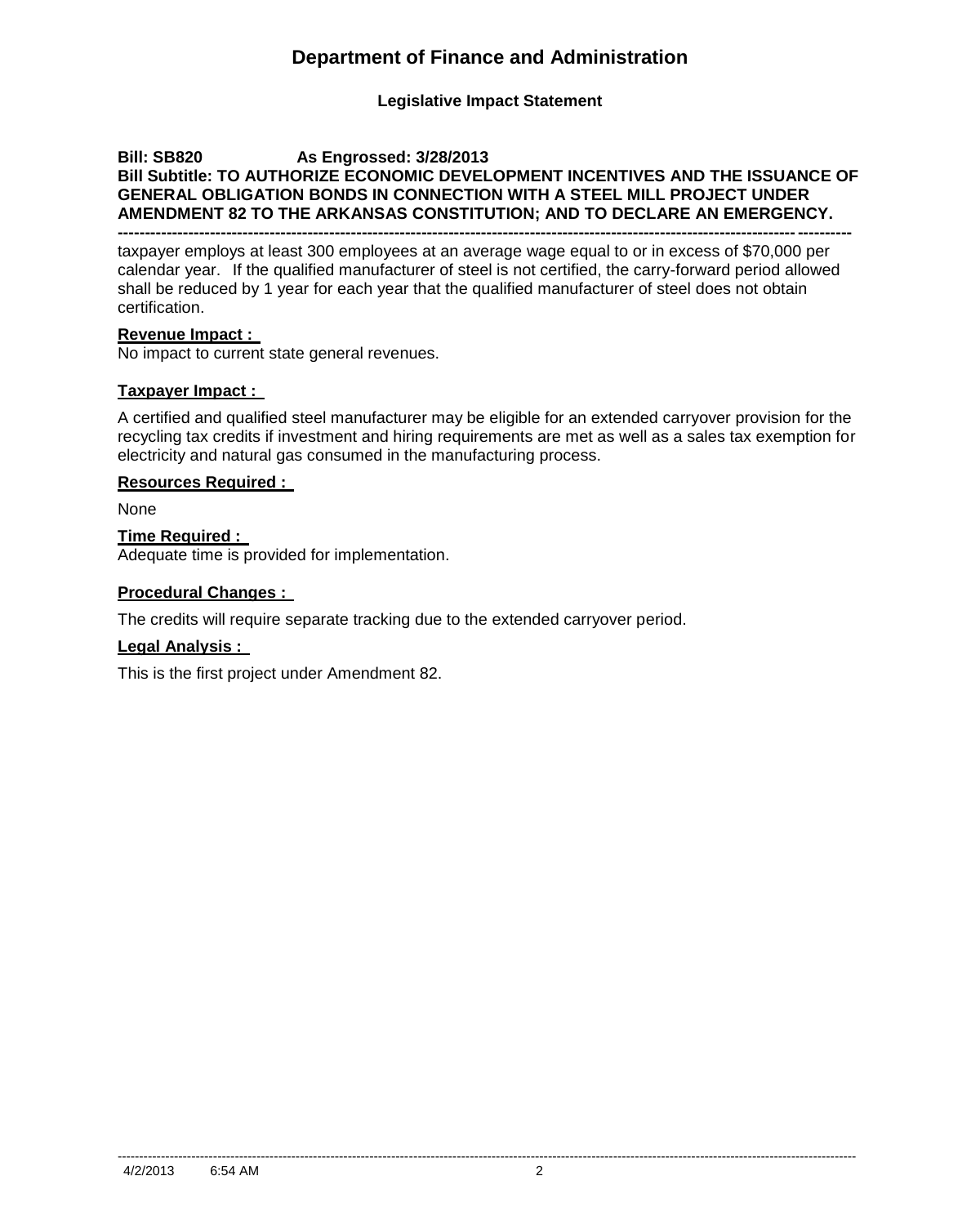# Department of Finance and Administration

**Legislative Impact Statement**

**Bill: SB820 As Engrossed: 3/28/2013**
**Bill Subtitle: TO AUTHORIZE ECONOMIC DEVELOPMENT INCENTIVES AND THE ISSUANCE OF GENERAL OBLIGATION BONDS IN CONNECTION WITH A STEEL MILL PROJECT UNDER AMENDMENT 82 TO THE ARKANSAS CONSTITUTION; AND TO DECLARE AN EMERGENCY.**

---

taxpayer employs at least 300 employees at an average wage equal to or in excess of $70,000 per calendar year. If the qualified manufacturer of steel is not certified, the carry-forward period allowed shall be reduced by 1 year for each year that the qualified manufacturer of steel does not obtain certification.

**Revenue Impact :**

No impact to current state general revenues.

**Taxpayer Impact :**

A certified and qualified steel manufacturer may be eligible for an extended carryover provision for the recycling tax credits if investment and hiring requirements are met as well as a sales tax exemption for electricity and natural gas consumed in the manufacturing process.

**Resources Required :**

None

**Time Required :**

Adequate time is provided for implementation.

**Procedural Changes :**

The credits will require separate tracking due to the extended carryover period.

**Legal Analysis :**

This is the first project under Amendment 82.